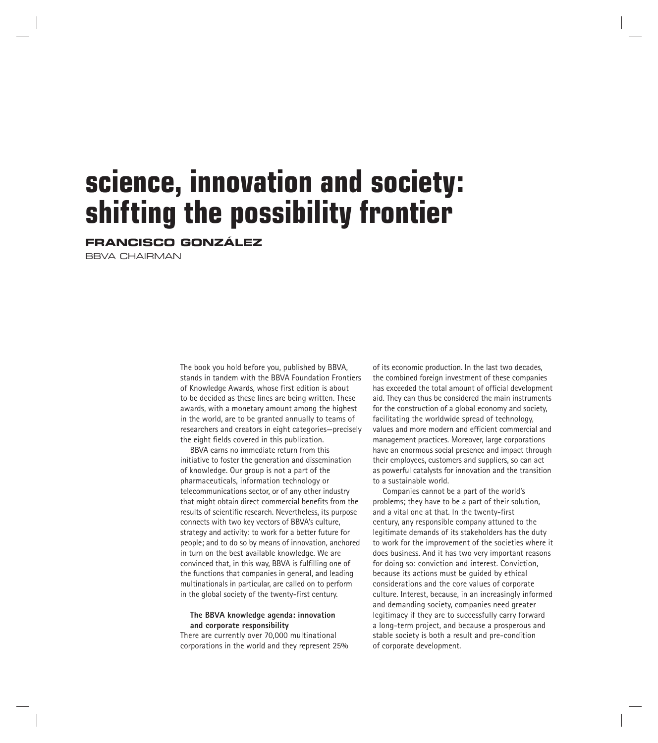# science, innovation and society: shifting the possibility frontier

**FRANCISCO GONZÁLEZ**

BBVA CHAIRMAN

The book you hold before you, published by BBVA, stands in tandem with the BBVA Foundation Frontiers of Knowledge Awards, whose first edition is about to be decided as these lines are being written. These awards, with a monetary amount among the highest in the world, are to be granted annually to teams of researchers and creators in eight categories—precisely the eight fields covered in this publication.

BBVA earns no immediate return from this initiative to foster the generation and dissemination of knowledge. Our group is not a part of the pharmaceuticals, information technology or telecommunications sector, or of any other industry that might obtain direct commercial benefits from the results of scientific research. Nevertheless, its purpose connects with two key vectors of BBVA's culture, strategy and activity: to work for a better future for people; and to do so by means of innovation, anchored in turn on the best available knowledge. We are convinced that, in this way, BBVA is fulfilling one of the functions that companies in general, and leading multinationals in particular, are called on to perform in the global society of the twenty-first century.

## The BBVA knowledge agenda: innovation and corporate responsibility

There are currently over 70,000 multinational corporations in the world and they represent 25% of its economic production. In the last two decades, the combined foreign investment of these companies has exceeded the total amount of official development aid. They can thus be considered the main instruments for the construction of a global economy and society, facilitating the worldwide spread of technology, values and more modern and efficient commercial and management practices. Moreover, large corporations have an enormous social presence and impact through their employees, customers and suppliers, so can act as powerful catalysts for innovation and the transition to a sustainable world.

Companies cannot be a part of the world's problems; they have to be a part of their solution, and a vital one at that. In the twenty-first century, any responsible company attuned to the legitimate demands of its stakeholders has the duty to work for the improvement of the societies where it does business. And it has two very important reasons for doing so: conviction and interest. Conviction, because its actions must be guided by ethical considerations and the core values of corporate culture. Interest, because, in an increasingly informed and demanding society, companies need greater legitimacy if they are to successfully carry forward a long-term project, and because a prosperous and stable society is both a result and pre-condition of corporate development.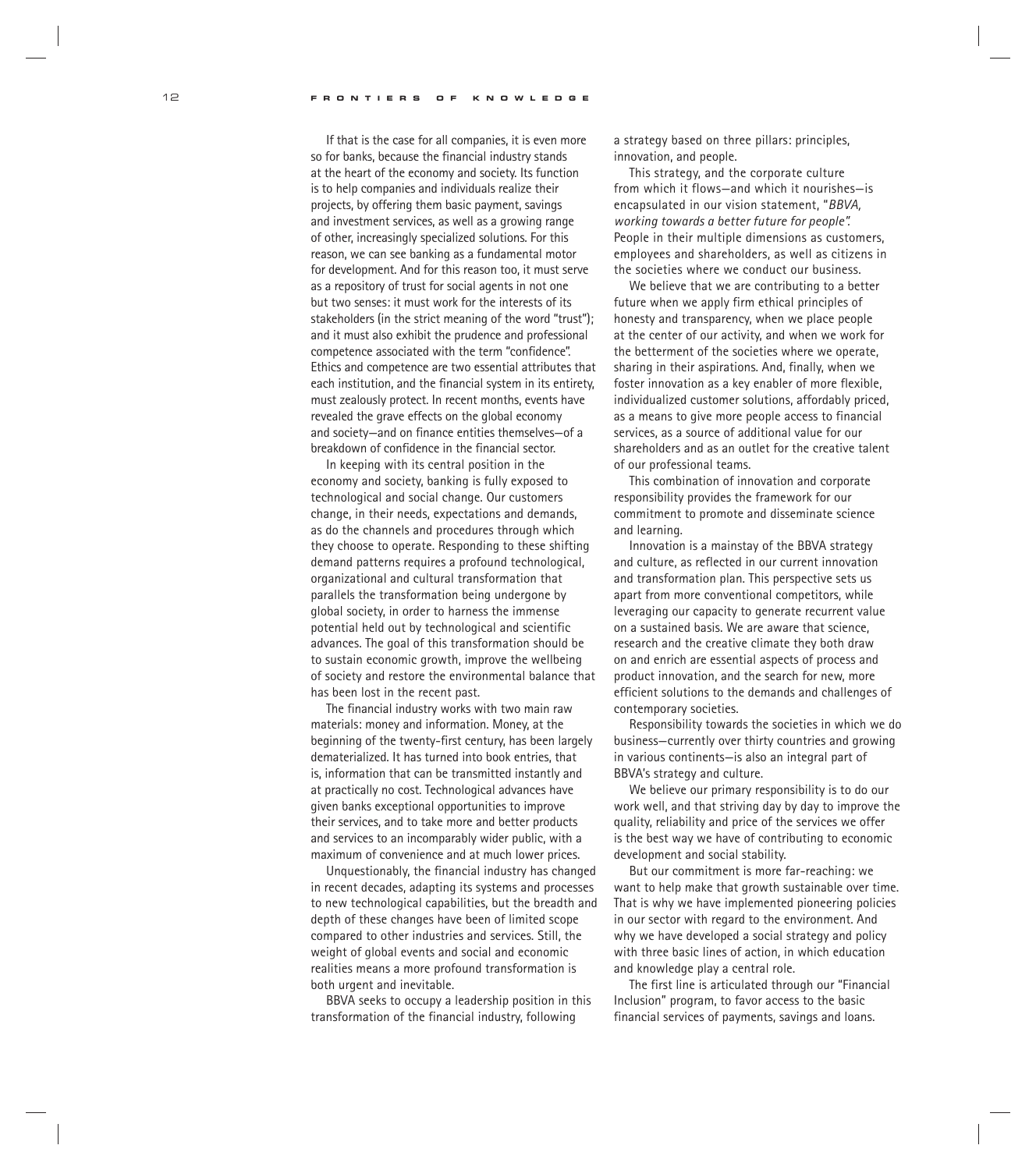If that is the case for all companies, it is even more so for banks, because the financial industry stands at the heart of the economy and society. Its function is to help companies and individuals realize their projects, by offering them basic payment, savings and investment services, as well as a growing range of other, increasingly specialized solutions. For this reason, we can see banking as a fundamental motor for development. And for this reason too, it must serve as a repository of trust for social agents in not one but two senses: it must work for the interests of its stakeholders (in the strict meaning of the word "trust"); and it must also exhibit the prudence and professional competence associated with the term "confidence". Ethics and competence are two essential attributes that each institution, and the financial system in its entirety, must zealously protect. In recent months, events have revealed the grave effects on the global economy and society—and on finance entities themselves—of a breakdown of confidence in the financial sector.

In keeping with its central position in the economy and society, banking is fully exposed to technological and social change. Our customers change, in their needs, expectations and demands, as do the channels and procedures through which they choose to operate. Responding to these shifting demand patterns requires a profound technological, organizational and cultural transformation that parallels the transformation being undergone by global society, in order to harness the immense potential held out by technological and scientific advances. The goal of this transformation should be to sustain economic growth, improve the wellbeing of society and restore the environmental balance that has been lost in the recent past.

The financial industry works with two main raw materials: money and information. Money, at the beginning of the twenty-first century, has been largely dematerialized. It has turned into book entries, that is, information that can be transmitted instantly and at practically no cost. Technological advances have given banks exceptional opportunities to improve their services, and to take more and better products and services to an incomparably wider public, with a maximum of convenience and at much lower prices.

Unquestionably, the financial industry has changed in recent decades, adapting its systems and processes to new technological capabilities, but the breadth and depth of these changes have been of limited scope compared to other industries and services. Still, the weight of global events and social and economic realities means a more profound transformation is both urgent and inevitable.

BBVA seeks to occupy a leadership position in this transformation of the financial industry, following a strategy based on three pillars: principles, innovation, and people.

This strategy, and the corporate culture from which it flows—and which it nourishes—is encapsulated in our vision statement, "*BBVA, working towards a better future for people*". People in their multiple dimensions as customers, employees and shareholders, as well as citizens in the societies where we conduct our business.

We believe that we are contributing to a better future when we apply firm ethical principles of honesty and transparency, when we place people at the center of our activity, and when we work for the betterment of the societies where we operate, sharing in their aspirations. And, finally, when we foster innovation as a key enabler of more flexible, individualized customer solutions, affordably priced, as a means to give more people access to financial services, as a source of additional value for our shareholders and as an outlet for the creative talent of our professional teams.

This combination of innovation and corporate responsibility provides the framework for our commitment to promote and disseminate science and learning.

Innovation is a mainstay of the BBVA strategy and culture, as reflected in our current innovation and transformation plan. This perspective sets us apart from more conventional competitors, while leveraging our capacity to generate recurrent value on a sustained basis. We are aware that science, research and the creative climate they both draw on and enrich are essential aspects of process and product innovation, and the search for new, more efficient solutions to the demands and challenges of contemporary societies.

Responsibility towards the societies in which we do business—currently over thirty countries and growing in various continents—is also an integral part of BBVA's strategy and culture.

We believe our primary responsibility is to do our work well, and that striving day by day to improve the quality, reliability and price of the services we offer is the best way we have of contributing to economic development and social stability.

But our commitment is more far-reaching: we want to help make that growth sustainable over time. That is why we have implemented pioneering policies in our sector with regard to the environment. And why we have developed a social strategy and policy with three basic lines of action, in which education and knowledge play a central role.

The first line is articulated through our "Financial Inclusion" program, to favor access to the basic financial services of payments, savings and loans.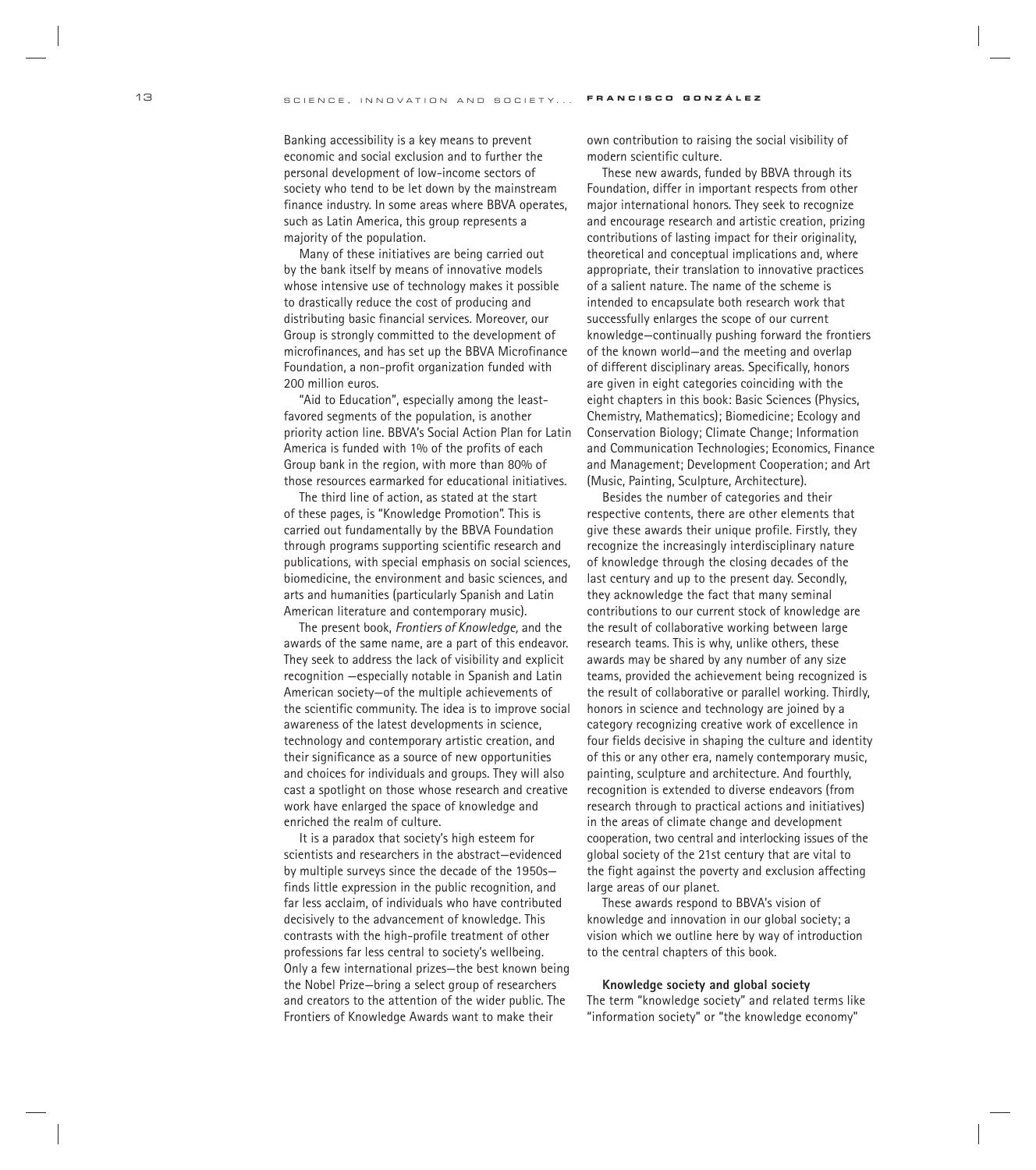Banking accessibility is a key means to prevent economic and social exclusion and to further the personal development of low-income sectors of society who tend to be let down by the mainstream finance industry. In some areas where BBVA operates, such as Latin America, this group represents a majority of the population.

Many of these initiatives are being carried out by the bank itself by means of innovative models whose intensive use of technology makes it possible to drastically reduce the cost of producing and distributing basic financial services. Moreover, our Group is strongly committed to the development of microfinances, and has set up the BBVA Microfinance Foundation, a non-profit organization funded with 200 million euros.

"Aid to Education", especially among the least-favored segments of the population, is another priority action line. BBVA's Social Action Plan for Latin America is funded with 1% of the profits of each Group bank in the region, with more than 80% of those resources earmarked for educational initiatives.

The third line of action, as stated at the start of these pages, is "Knowledge Promotion". This is carried out fundamentally by the BBVA Foundation through programs supporting scientific research and publications, with special emphasis on social sciences, biomedicine, the environment and basic sciences, and arts and humanities (particularly Spanish and Latin American literature and contemporary music).

The present book, *Frontiers of Knowledge*, and the awards of the same name, are a part of this endeavor. They seek to address the lack of visibility and explicit recognition —especially notable in Spanish and Latin American society—of the multiple achievements of the scientific community. The idea is to improve social awareness of the latest developments in science, technology and contemporary artistic creation, and their significance as a source of new opportunities and choices for individuals and groups. They will also cast a spotlight on those whose research and creative work have enlarged the space of knowledge and enriched the realm of culture.

It is a paradox that society's high esteem for scientists and researchers in the abstract—evidenced by multiple surveys since the decade of the 1950s—finds little expression in the public recognition, and far less acclaim, of individuals who have contributed decisively to the advancement of knowledge. This contrasts with the high-profile treatment of other professions far less central to society's wellbeing. Only a few international prizes—the best known being the Nobel Prize—bring a select group of researchers and creators to the attention of the wider public. The Frontiers of Knowledge Awards want to make their own contribution to raising the social visibility of modern scientific culture.

These new awards, funded by BBVA through its Foundation, differ in important respects from other major international honors. They seek to recognize and encourage research and artistic creation, prizing contributions of lasting impact for their originality, theoretical and conceptual implications and, where appropriate, their translation to innovative practices of a salient nature. The name of the scheme is intended to encapsulate both research work that successfully enlarges the scope of our current knowledge—continually pushing forward the frontiers of the known world—and the meeting and overlap of different disciplinary areas. Specifically, honors are given in eight categories coinciding with the eight chapters in this book: Basic Sciences (Physics, Chemistry, Mathematics); Biomedicine; Ecology and Conservation Biology; Climate Change; Information and Communication Technologies; Economics, Finance and Management; Development Cooperation; and Art (Music, Painting, Sculpture, Architecture).

Besides the number of categories and their respective contents, there are other elements that give these awards their unique profile. Firstly, they recognize the increasingly interdisciplinary nature of knowledge through the closing decades of the last century and up to the present day. Secondly, they acknowledge the fact that many seminal contributions to our current stock of knowledge are the result of collaborative working between large research teams. This is why, unlike others, these awards may be shared by any number of any size teams, provided the achievement being recognized is the result of collaborative or parallel working. Thirdly, honors in science and technology are joined by a category recognizing creative work of excellence in four fields decisive in shaping the culture and identity of this or any other era, namely contemporary music, painting, sculpture and architecture. And fourthly, recognition is extended to diverse endeavors (from research through to practical actions and initiatives) in the areas of climate change and development cooperation, two central and interlocking issues of the global society of the 21st century that are vital to the fight against the poverty and exclusion affecting large areas of our planet.

These awards respond to BBVA's vision of knowledge and innovation in our global society; a vision which we outline here by way of introduction to the central chapters of this book.

### Knowledge society and global society

The term "knowledge society" and related terms like "information society" or "the knowledge economy"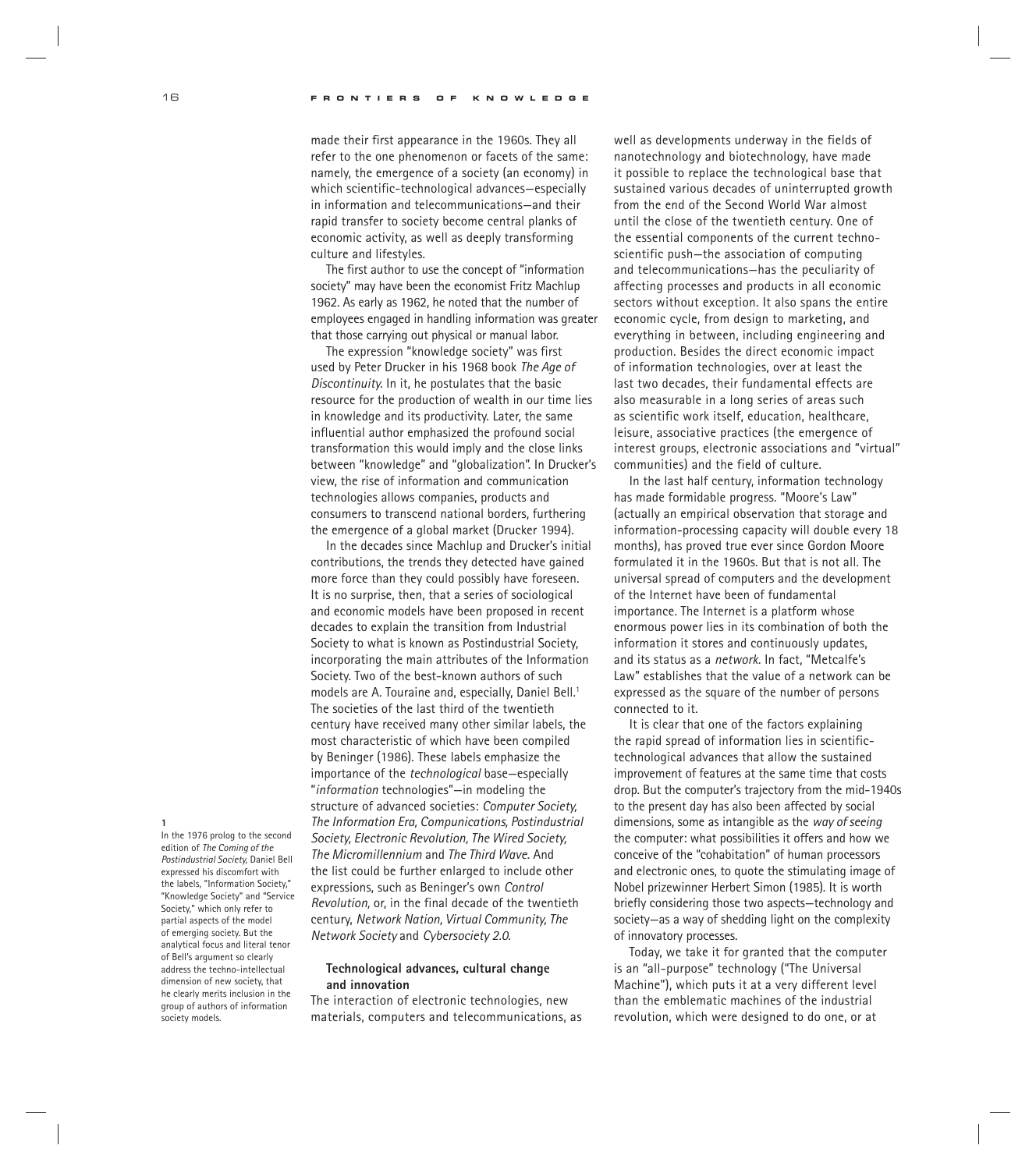made their first appearance in the 1960s. They all refer to the one phenomenon or facets of the same: namely, the emergence of a society (an economy) in which scientific-technological advances—especially in information and telecommunications—and their rapid transfer to society become central planks of economic activity, as well as deeply transforming culture and lifestyles.

The first author to use the concept of "information society" may have been the economist Fritz Machlup 1962. As early as 1962, he noted that the number of employees engaged in handling information was greater that those carrying out physical or manual labor.

The expression "knowledge society" was first used by Peter Drucker in his 1968 book *The Age of Discontinuity*. In it, he postulates that the basic resource for the production of wealth in our time lies in knowledge and its productivity. Later, the same influential author emphasized the profound social transformation this would imply and the close links between "knowledge" and "globalization". In Drucker's view, the rise of information and communication technologies allows companies, products and consumers to transcend national borders, furthering the emergence of a global market (Drucker 1994).

In the decades since Machlup and Drucker's initial contributions, the trends they detected have gained more force than they could possibly have foreseen. It is no surprise, then, that a series of sociological and economic models have been proposed in recent decades to explain the transition from Industrial Society to what is known as Postindustrial Society, incorporating the main attributes of the Information Society. Two of the best-known authors of such models are A. Touraine and, especially, Daniel Bell.[1] The societies of the last third of the twentieth century have received many other similar labels, the most characteristic of which have been compiled by Beninger (1986). These labels emphasize the importance of the *technological* base—especially "*information* technologies"—in modeling the structure of advanced societies: *Computer Society, The Information Era, Compunications, Postindustrial Society, Electronic Revolution, The Wired Society, The Micromillennium* and *The Third Wave.* And the list could be further enlarged to include other expressions, such as Beninger's own *Control Revolution,* or, in the final decade of the twentieth century, *Network Nation, Virtual Community, The Network Society* and *Cybersociety 2.0.*

[1] In the 1976 prolog to the second edition of *The Coming of the Postindustrial Society,* Daniel Bell expressed his discomfort with the labels, "Information Society," "Knowledge Society" and "Service Society," which only refer to partial aspects of the model of emerging society. But the analytical focus and literal tenor of Bell's argument so clearly address the techno-intellectual dimension of new society, that he clearly merits inclusion in the group of authors of information society models.

## Technological advances, cultural change and innovation

The interaction of electronic technologies, new materials, computers and telecommunications, as well as developments underway in the fields of nanotechnology and biotechnology, have made it possible to replace the technological base that sustained various decades of uninterrupted growth from the end of the Second World War almost until the close of the twentieth century. One of the essential components of the current techno-scientific push—the association of computing and telecommunications—has the peculiarity of affecting processes and products in all economic sectors without exception. It also spans the entire economic cycle, from design to marketing, and everything in between, including engineering and production. Besides the direct economic impact of information technologies, over at least the last two decades, their fundamental effects are also measurable in a long series of areas such as scientific work itself, education, healthcare, leisure, associative practices (the emergence of interest groups, electronic associations and "virtual" communities) and the field of culture.

In the last half century, information technology has made formidable progress. "Moore's Law" (actually an empirical observation that storage and information-processing capacity will double every 18 months), has proved true ever since Gordon Moore formulated it in the 1960s. But that is not all. The universal spread of computers and the development of the Internet have been of fundamental importance. The Internet is a platform whose enormous power lies in its combination of both the information it stores and continuously updates, and its status as a *network.* In fact, "Metcalfe's Law" establishes that the value of a network can be expressed as the square of the number of persons connected to it.

It is clear that one of the factors explaining the rapid spread of information lies in scientific-technological advances that allow the sustained improvement of features at the same time that costs drop. But the computer's trajectory from the mid-1940s to the present day has also been affected by social dimensions, some as intangible as the *way of seeing* the computer: what possibilities it offers and how we conceive of the "cohabitation" of human processors and electronic ones, to quote the stimulating image of Nobel prizewinner Herbert Simon (1985). It is worth briefly considering those two aspects—technology and society—as a way of shedding light on the complexity of innovatory processes.

Today, we take it for granted that the computer is an "all-purpose" technology ("The Universal Machine"), which puts it at a very different level than the emblematic machines of the industrial revolution, which were designed to do one, or at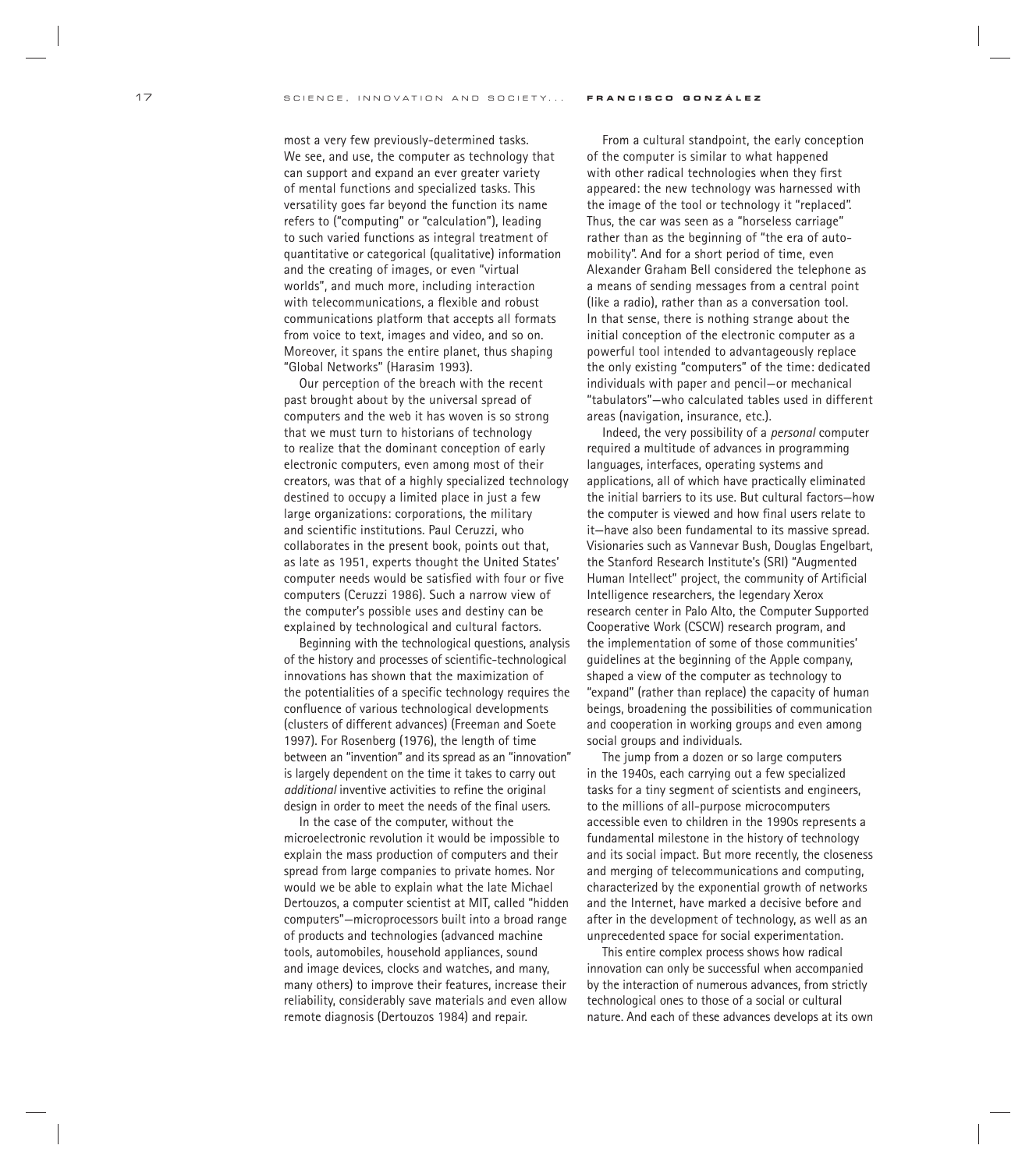most a very few previously-determined tasks. We see, and use, the computer as technology that can support and expand an ever greater variety of mental functions and specialized tasks. This versatility goes far beyond the function its name refers to ("computing" or "calculation"), leading to such varied functions as integral treatment of quantitative or categorical (qualitative) information and the creating of images, or even "virtual worlds", and much more, including interaction with telecommunications, a flexible and robust communications platform that accepts all formats from voice to text, images and video, and so on. Moreover, it spans the entire planet, thus shaping "Global Networks" (Harasim 1993).

Our perception of the breach with the recent past brought about by the universal spread of computers and the web it has woven is so strong that we must turn to historians of technology to realize that the dominant conception of early electronic computers, even among most of their creators, was that of a highly specialized technology destined to occupy a limited place in just a few large organizations: corporations, the military and scientific institutions. Paul Ceruzzi, who collaborates in the present book, points out that, as late as 1951, experts thought the United States' computer needs would be satisfied with four or five computers (Ceruzzi 1986). Such a narrow view of the computer's possible uses and destiny can be explained by technological and cultural factors.

Beginning with the technological questions, analysis of the history and processes of scientific-technological innovations has shown that the maximization of the potentialities of a specific technology requires the confluence of various technological developments (clusters of different advances) (Freeman and Soete 1997). For Rosenberg (1976), the length of time between an "invention" and its spread as an "innovation" is largely dependent on the time it takes to carry out *additional* inventive activities to refine the original design in order to meet the needs of the final users.

In the case of the computer, without the microelectronic revolution it would be impossible to explain the mass production of computers and their spread from large companies to private homes. Nor would we be able to explain what the late Michael Dertouzos, a computer scientist at MIT, called "hidden computers"—microprocessors built into a broad range of products and technologies (advanced machine tools, automobiles, household appliances, sound and image devices, clocks and watches, and many, many others) to improve their features, increase their reliability, considerably save materials and even allow remote diagnosis (Dertouzos 1984) and repair.

From a cultural standpoint, the early conception of the computer is similar to what happened with other radical technologies when they first appeared: the new technology was harnessed with the image of the tool or technology it "replaced". Thus, the car was seen as a "horseless carriage" rather than as the beginning of "the era of automobility". And for a short period of time, even Alexander Graham Bell considered the telephone as a means of sending messages from a central point (like a radio), rather than as a conversation tool. In that sense, there is nothing strange about the initial conception of the electronic computer as a powerful tool intended to advantageously replace the only existing "computers" of the time: dedicated individuals with paper and pencil—or mechanical "tabulators"—who calculated tables used in different areas (navigation, insurance, etc.).

Indeed, the very possibility of a *personal* computer required a multitude of advances in programming languages, interfaces, operating systems and applications, all of which have practically eliminated the initial barriers to its use. But cultural factors—how the computer is viewed and how final users relate to it—have also been fundamental to its massive spread. Visionaries such as Vannevar Bush, Douglas Engelbart, the Stanford Research Institute's (SRI) "Augmented Human Intellect" project, the community of Artificial Intelligence researchers, the legendary Xerox research center in Palo Alto, the Computer Supported Cooperative Work (CSCW) research program, and the implementation of some of those communities' guidelines at the beginning of the Apple company, shaped a view of the computer as technology to "expand" (rather than replace) the capacity of human beings, broadening the possibilities of communication and cooperation in working groups and even among social groups and individuals.

The jump from a dozen or so large computers in the 1940s, each carrying out a few specialized tasks for a tiny segment of scientists and engineers, to the millions of all-purpose microcomputers accessible even to children in the 1990s represents a fundamental milestone in the history of technology and its social impact. But more recently, the closeness and merging of telecommunications and computing, characterized by the exponential growth of networks and the Internet, have marked a decisive before and after in the development of technology, as well as an unprecedented space for social experimentation.

This entire complex process shows how radical innovation can only be successful when accompanied by the interaction of numerous advances, from strictly technological ones to those of a social or cultural nature. And each of these advances develops at its own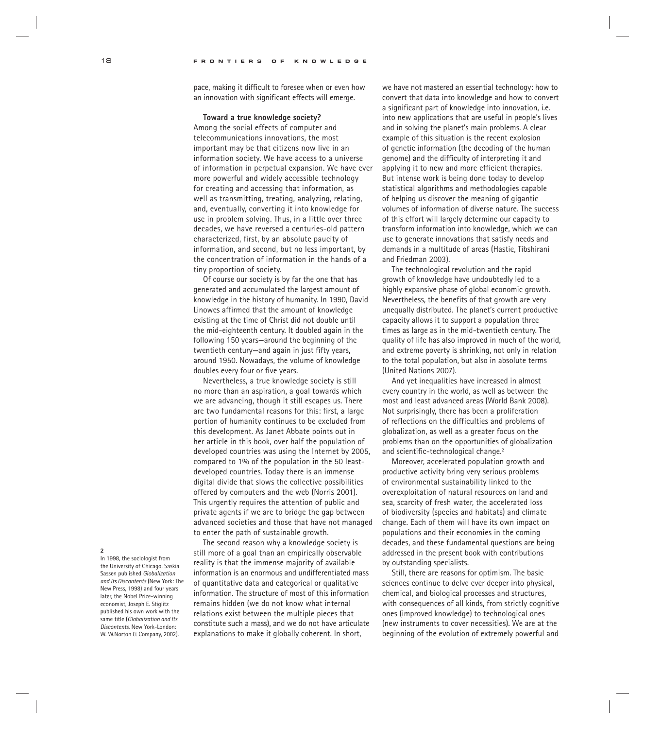pace, making it difficult to foresee when or even how an innovation with significant effects will emerge.

**Toward a true knowledge society?**

Among the social effects of computer and telecommunications innovations, the most important may be that citizens now live in an information society. We have access to a universe of information in perpetual expansion. We have ever more powerful and widely accessible technology for creating and accessing that information, as well as transmitting, treating, analyzing, relating, and, eventually, converting it into knowledge for use in problem solving. Thus, in a little over three decades, we have reversed a centuries-old pattern characterized, first, by an absolute paucity of information, and second, but no less important, by the concentration of information in the hands of a tiny proportion of society.

Of course our society is by far the one that has generated and accumulated the largest amount of knowledge in the history of humanity. In 1990, David Linowes affirmed that the amount of knowledge existing at the time of Christ did not double until the mid-eighteenth century. It doubled again in the following 150 years—around the beginning of the twentieth century—and again in just fifty years, around 1950. Nowadays, the volume of knowledge doubles every four or five years.

Nevertheless, a true knowledge society is still no more than an aspiration, a goal towards which we are advancing, though it still escapes us. There are two fundamental reasons for this: first, a large portion of humanity continues to be excluded from this development. As Janet Abbate points out in her article in this book, over half the population of developed countries was using the Internet by 2005, compared to 1% of the population in the 50 least-developed countries. Today there is an immense digital divide that slows the collective possibilities offered by computers and the web (Norris 2001). This urgently requires the attention of public and private agents if we are to bridge the gap between advanced societies and those that have not managed to enter the path of sustainable growth.

The second reason why a knowledge society is still more of a goal than an empirically observable reality is that the immense majority of available information is an enormous and undifferentiated mass of quantitative data and categorical or qualitative information. The structure of most of this information remains hidden (we do not know what internal relations exist between the multiple pieces that constitute such a mass), and we do not have articulate explanations to make it globally coherent. In short, we have not mastered an essential technology: how to convert that data into knowledge and how to convert a significant part of knowledge into innovation, i.e. into new applications that are useful in people's lives and in solving the planet's main problems. A clear example of this situation is the recent explosion of genetic information (the decoding of the human genome) and the difficulty of interpreting it and applying it to new and more efficient therapies. But intense work is being done today to develop statistical algorithms and methodologies capable of helping us discover the meaning of gigantic volumes of information of diverse nature. The success of this effort will largely determine our capacity to transform information into knowledge, which we can use to generate innovations that satisfy needs and demands in a multitude of areas (Hastie, Tibshirani and Friedman 2003).

The technological revolution and the rapid growth of knowledge have undoubtedly led to a highly expansive phase of global economic growth. Nevertheless, the benefits of that growth are very unequally distributed. The planet's current productive capacity allows it to support a population three times as large as in the mid-twentieth century. The quality of life has also improved in much of the world, and extreme poverty is shrinking, not only in relation to the total population, but also in absolute terms (United Nations 2007).

And yet inequalities have increased in almost every country in the world, as well as between the most and least advanced areas (World Bank 2008). Not surprisingly, there has been a proliferation of reflections on the difficulties and problems of globalization, as well as a greater focus on the problems than on the opportunities of globalization and scientific-technological change.[2]

Moreover, accelerated population growth and productive activity bring very serious problems of environmental sustainability linked to the overexploitation of natural resources on land and sea, scarcity of fresh water, the accelerated loss of biodiversity (species and habitats) and climate change. Each of them will have its own impact on populations and their economies in the coming decades, and these fundamental questions are being addressed in the present book with contributions by outstanding specialists.

Still, there are reasons for optimism. The basic sciences continue to delve ever deeper into physical, chemical, and biological processes and structures, with consequences of all kinds, from strictly cognitive ones (improved knowledge) to technological ones (new instruments to cover necessities). We are at the beginning of the evolution of extremely powerful and

**2**
In 1998, the sociologist from the University of Chicago, Saskia Sassen published *Globalization and Its Discontents* (New York: The New Press, 1998) and four years later, the Nobel Prize-winning economist, Joseph E. Stiglitz published his own work with the same title (*Globalization and Its Discontents*. New York-London: W. W.Norton & Company, 2002).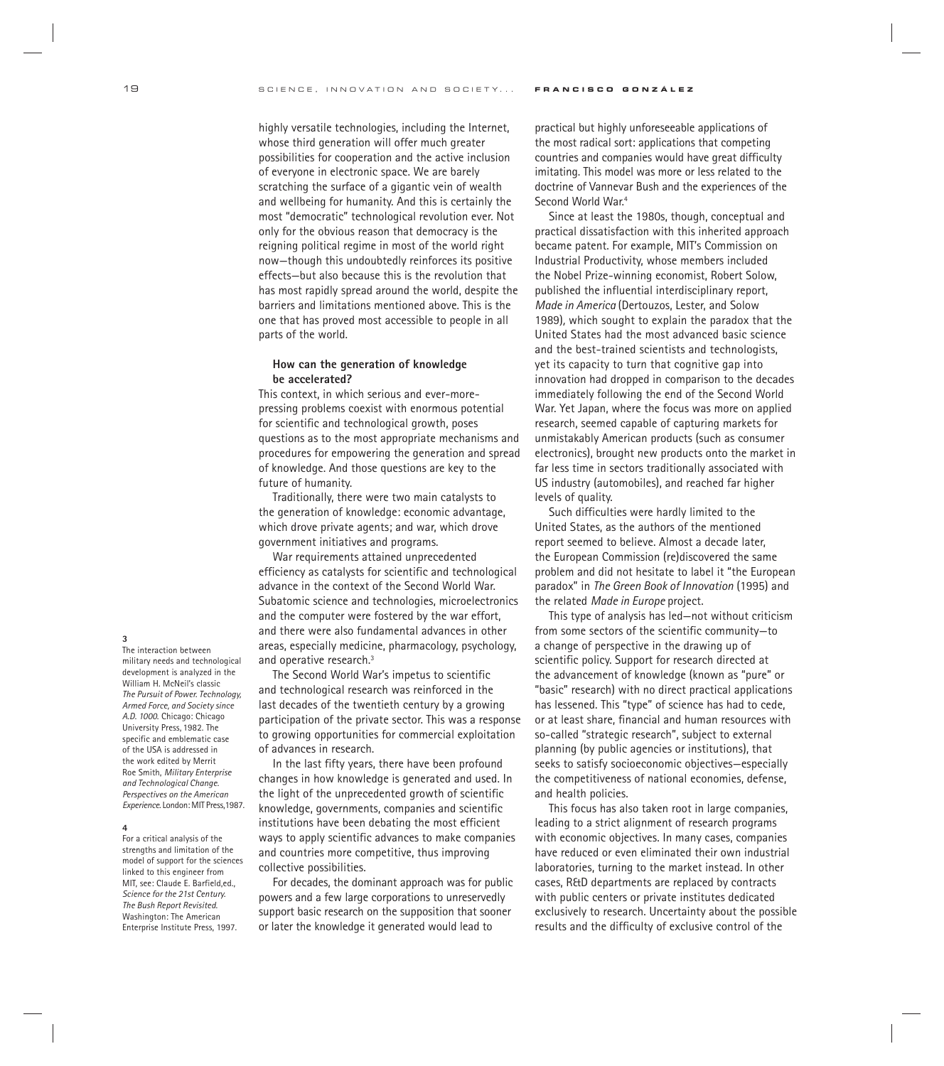highly versatile technologies, including the Internet, whose third generation will offer much greater possibilities for cooperation and the active inclusion of everyone in electronic space. We are barely scratching the surface of a gigantic vein of wealth and wellbeing for humanity. And this is certainly the most "democratic" technological revolution ever. Not only for the obvious reason that democracy is the reigning political regime in most of the world right now—though this undoubtedly reinforces its positive effects—but also because this is the revolution that has most rapidly spread around the world, despite the barriers and limitations mentioned above. This is the one that has proved most accessible to people in all parts of the world.

### How can the generation of knowledge be accelerated?

This context, in which serious and ever-more-pressing problems coexist with enormous potential for scientific and technological growth, poses questions as to the most appropriate mechanisms and procedures for empowering the generation and spread of knowledge. And those questions are key to the future of humanity.

Traditionally, there were two main catalysts to the generation of knowledge: economic advantage, which drove private agents; and war, which drove government initiatives and programs.

War requirements attained unprecedented efficiency as catalysts for scientific and technological advance in the context of the Second World War. Subatomic science and technologies, microelectronics and the computer were fostered by the war effort, and there were also fundamental advances in other areas, especially medicine, pharmacology, psychology, and operative research.[3]

The Second World War's impetus to scientific and technological research was reinforced in the last decades of the twentieth century by a growing participation of the private sector. This was a response to growing opportunities for commercial exploitation of advances in research.

In the last fifty years, there have been profound changes in how knowledge is generated and used. In the light of the unprecedented growth of scientific knowledge, governments, companies and scientific institutions have been debating the most efficient ways to apply scientific advances to make companies and countries more competitive, thus improving collective possibilities.

For decades, the dominant approach was for public powers and a few large corporations to unreservedly support basic research on the supposition that sooner or later the knowledge it generated would lead to practical but highly unforeseeable applications of the most radical sort: applications that competing countries and companies would have great difficulty imitating. This model was more or less related to the doctrine of Vannevar Bush and the experiences of the Second World War.[4]

Since at least the 1980s, though, conceptual and practical dissatisfaction with this inherited approach became patent. For example, MIT's Commission on Industrial Productivity, whose members included the Nobel Prize-winning economist, Robert Solow, published the influential interdisciplinary report, *Made in America* (Dertouzos, Lester, and Solow 1989), which sought to explain the paradox that the United States had the most advanced basic science and the best-trained scientists and technologists, yet its capacity to turn that cognitive gap into innovation had dropped in comparison to the decades immediately following the end of the Second World War. Yet Japan, where the focus was more on applied research, seemed capable of capturing markets for unmistakably American products (such as consumer electronics), brought new products onto the market in far less time in sectors traditionally associated with US industry (automobiles), and reached far higher levels of quality.

Such difficulties were hardly limited to the United States, as the authors of the mentioned report seemed to believe. Almost a decade later, the European Commission (re)discovered the same problem and did not hesitate to label it "the European paradox" in *The Green Book of Innovation* (1995) and the related *Made in Europe* project.

This type of analysis has led—not without criticism from some sectors of the scientific community—to a change of perspective in the drawing up of scientific policy. Support for research directed at the advancement of knowledge (known as "pure" or "basic" research) with no direct practical applications has lessened. This "type" of science has had to cede, or at least share, financial and human resources with so-called "strategic research", subject to external planning (by public agencies or institutions), that seeks to satisfy socioeconomic objectives—especially the competitiveness of national economies, defense, and health policies.

This focus has also taken root in large companies, leading to a strict alignment of research programs with economic objectives. In many cases, companies have reduced or even eliminated their own industrial laboratories, turning to the market instead. In other cases, R&D departments are replaced by contracts with public centers or private institutes dedicated exclusively to research. Uncertainty about the possible results and the difficulty of exclusive control of the

---

[3] The interaction between military needs and technological development is analyzed in the William H. McNeil's classic *The Pursuit of Power. Technology, Armed Force, and Society since A.D. 1000.* Chicago: Chicago University Press, 1982. The specific and emblematic case of the USA is addressed in the work edited by Merrit Roe Smith, *Military Enterprise and Technological Change. Perspectives on the American Experience.* London: MIT Press,1987.

[4] For a critical analysis of the strengths and limitation of the model of support for the sciences linked to this engineer from MIT, see: Claude E. Barfield,ed., *Science for the 21st Century. The Bush Report Revisited.* Washington: The American Enterprise Institute Press, 1997.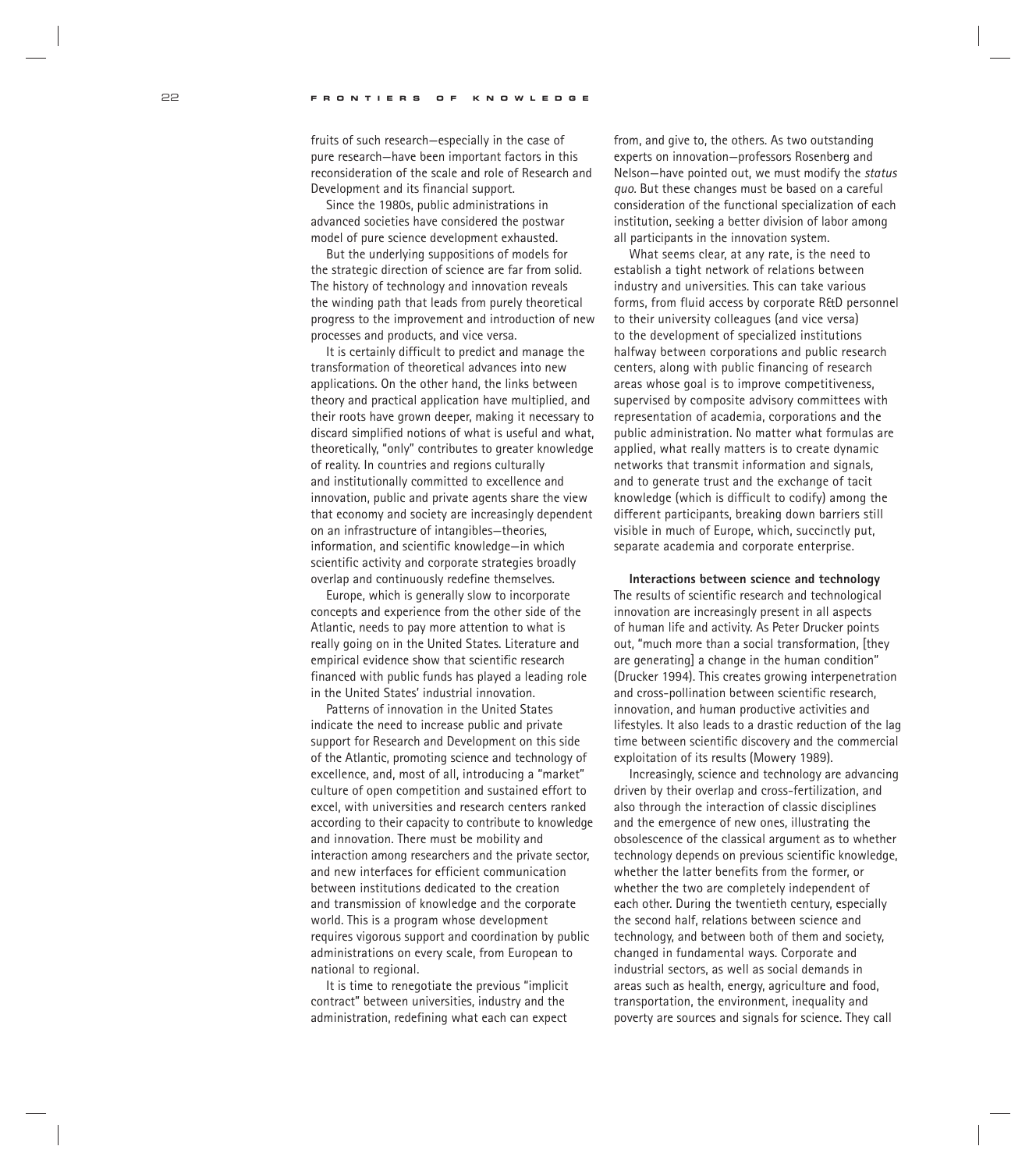fruits of such research—especially in the case of pure research—have been important factors in this reconsideration of the scale and role of Research and Development and its financial support.

Since the 1980s, public administrations in advanced societies have considered the postwar model of pure science development exhausted.

But the underlying suppositions of models for the strategic direction of science are far from solid. The history of technology and innovation reveals the winding path that leads from purely theoretical progress to the improvement and introduction of new processes and products, and vice versa.

It is certainly difficult to predict and manage the transformation of theoretical advances into new applications. On the other hand, the links between theory and practical application have multiplied, and their roots have grown deeper, making it necessary to discard simplified notions of what is useful and what, theoretically, "only" contributes to greater knowledge of reality. In countries and regions culturally and institutionally committed to excellence and innovation, public and private agents share the view that economy and society are increasingly dependent on an infrastructure of intangibles—theories, information, and scientific knowledge—in which scientific activity and corporate strategies broadly overlap and continuously redefine themselves.

Europe, which is generally slow to incorporate concepts and experience from the other side of the Atlantic, needs to pay more attention to what is really going on in the United States. Literature and empirical evidence show that scientific research financed with public funds has played a leading role in the United States' industrial innovation.

Patterns of innovation in the United States indicate the need to increase public and private support for Research and Development on this side of the Atlantic, promoting science and technology of excellence, and, most of all, introducing a "market" culture of open competition and sustained effort to excel, with universities and research centers ranked according to their capacity to contribute to knowledge and innovation. There must be mobility and interaction among researchers and the private sector, and new interfaces for efficient communication between institutions dedicated to the creation and transmission of knowledge and the corporate world. This is a program whose development requires vigorous support and coordination by public administrations on every scale, from European to national to regional.

It is time to renegotiate the previous "implicit contract" between universities, industry and the administration, redefining what each can expect from, and give to, the others. As two outstanding experts on innovation—professors Rosenberg and Nelson—have pointed out, we must modify the *status quo*. But these changes must be based on a careful consideration of the functional specialization of each institution, seeking a better division of labor among all participants in the innovation system.

What seems clear, at any rate, is the need to establish a tight network of relations between industry and universities. This can take various forms, from fluid access by corporate R&D personnel to their university colleagues (and vice versa) to the development of specialized institutions halfway between corporations and public research centers, along with public financing of research areas whose goal is to improve competitiveness, supervised by composite advisory committees with representation of academia, corporations and the public administration. No matter what formulas are applied, what really matters is to create dynamic networks that transmit information and signals, and to generate trust and the exchange of tacit knowledge (which is difficult to codify) among the different participants, breaking down barriers still visible in much of Europe, which, succinctly put, separate academia and corporate enterprise.

**Interactions between science and technology**

The results of scientific research and technological innovation are increasingly present in all aspects of human life and activity. As Peter Drucker points out, "much more than a social transformation, [they are generating] a change in the human condition" (Drucker 1994). This creates growing interpenetration and cross-pollination between scientific research, innovation, and human productive activities and lifestyles. It also leads to a drastic reduction of the lag time between scientific discovery and the commercial exploitation of its results (Mowery 1989).

Increasingly, science and technology are advancing driven by their overlap and cross-fertilization, and also through the interaction of classic disciplines and the emergence of new ones, illustrating the obsolescence of the classical argument as to whether technology depends on previous scientific knowledge, whether the latter benefits from the former, or whether the two are completely independent of each other. During the twentieth century, especially the second half, relations between science and technology, and between both of them and society, changed in fundamental ways. Corporate and industrial sectors, as well as social demands in areas such as health, energy, agriculture and food, transportation, the environment, inequality and poverty are sources and signals for science. They call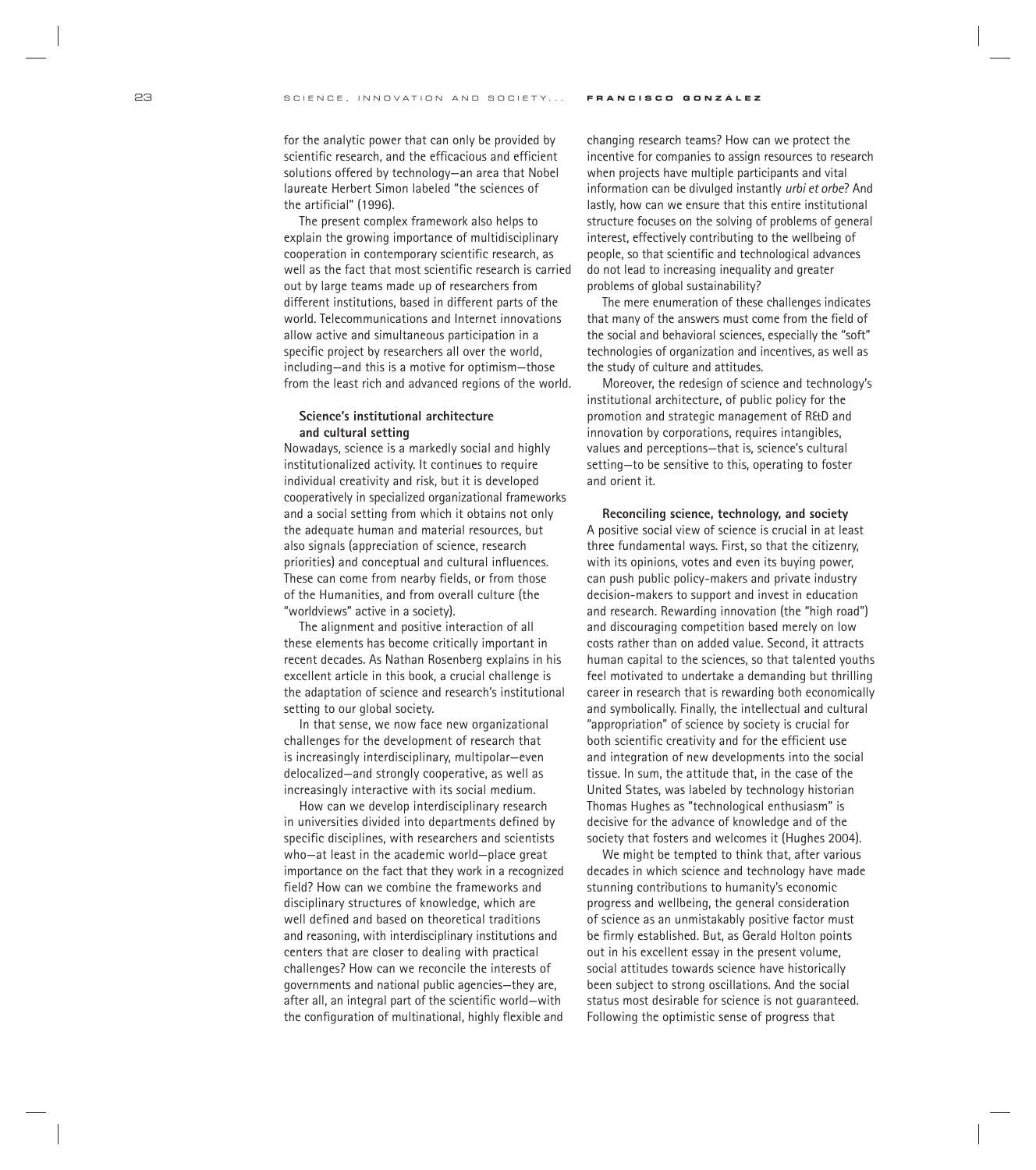for the analytic power that can only be provided by scientific research, and the efficacious and efficient solutions offered by technology—an area that Nobel laureate Herbert Simon labeled "the sciences of the artificial" (1996).

The present complex framework also helps to explain the growing importance of multidisciplinary cooperation in contemporary scientific research, as well as the fact that most scientific research is carried out by large teams made up of researchers from different institutions, based in different parts of the world. Telecommunications and Internet innovations allow active and simultaneous participation in a specific project by researchers all over the world, including—and this is a motive for optimism—those from the least rich and advanced regions of the world.

### Science's institutional architecture and cultural setting

Nowadays, science is a markedly social and highly institutionalized activity. It continues to require individual creativity and risk, but it is developed cooperatively in specialized organizational frameworks and a social setting from which it obtains not only the adequate human and material resources, but also signals (appreciation of science, research priorities) and conceptual and cultural influences. These can come from nearby fields, or from those of the Humanities, and from overall culture (the "worldviews" active in a society).

The alignment and positive interaction of all these elements has become critically important in recent decades. As Nathan Rosenberg explains in his excellent article in this book, a crucial challenge is the adaptation of science and research's institutional setting to our global society.

In that sense, we now face new organizational challenges for the development of research that is increasingly interdisciplinary, multipolar—even delocalized—and strongly cooperative, as well as increasingly interactive with its social medium.

How can we develop interdisciplinary research in universities divided into departments defined by specific disciplines, with researchers and scientists who—at least in the academic world—place great importance on the fact that they work in a recognized field? How can we combine the frameworks and disciplinary structures of knowledge, which are well defined and based on theoretical traditions and reasoning, with interdisciplinary institutions and centers that are closer to dealing with practical challenges? How can we reconcile the interests of governments and national public agencies—they are, after all, an integral part of the scientific world—with the configuration of multinational, highly flexible and changing research teams? How can we protect the incentive for companies to assign resources to research when projects have multiple participants and vital information can be divulged instantly *urbi et orbe*? And lastly, how can we ensure that this entire institutional structure focuses on the solving of problems of general interest, effectively contributing to the wellbeing of people, so that scientific and technological advances do not lead to increasing inequality and greater problems of global sustainability?

The mere enumeration of these challenges indicates that many of the answers must come from the field of the social and behavioral sciences, especially the "soft" technologies of organization and incentives, as well as the study of culture and attitudes.

Moreover, the redesign of science and technology's institutional architecture, of public policy for the promotion and strategic management of R&D and innovation by corporations, requires intangibles, values and perceptions—that is, science's cultural setting—to be sensitive to this, operating to foster and orient it.

### Reconciling science, technology, and society

A positive social view of science is crucial in at least three fundamental ways. First, so that the citizenry, with its opinions, votes and even its buying power, can push public policy-makers and private industry decision-makers to support and invest in education and research. Rewarding innovation (the "high road") and discouraging competition based merely on low costs rather than on added value. Second, it attracts human capital to the sciences, so that talented youths feel motivated to undertake a demanding but thrilling career in research that is rewarding both economically and symbolically. Finally, the intellectual and cultural "appropriation" of science by society is crucial for both scientific creativity and for the efficient use and integration of new developments into the social tissue. In sum, the attitude that, in the case of the United States, was labeled by technology historian Thomas Hughes as "technological enthusiasm" is decisive for the advance of knowledge and of the society that fosters and welcomes it (Hughes 2004).

We might be tempted to think that, after various decades in which science and technology have made stunning contributions to humanity's economic progress and wellbeing, the general consideration of science as an unmistakably positive factor must be firmly established. But, as Gerald Holton points out in his excellent essay in the present volume, social attitudes towards science have historically been subject to strong oscillations. And the social status most desirable for science is not guaranteed. Following the optimistic sense of progress that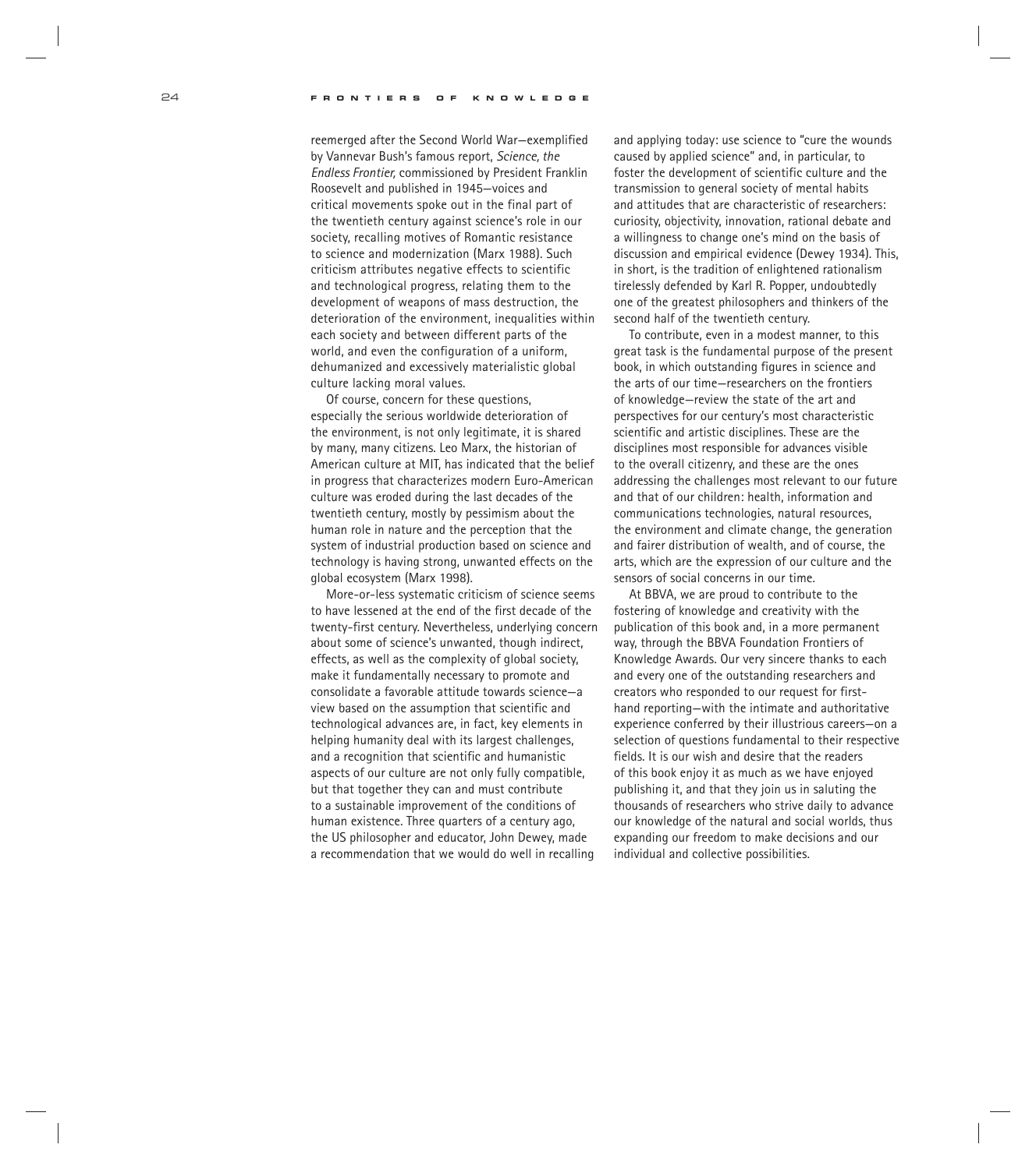reemerged after the Second World War—exemplified by Vannevar Bush's famous report, *Science, the Endless Frontier,* commissioned by President Franklin Roosevelt and published in 1945—voices and critical movements spoke out in the final part of the twentieth century against science's role in our society, recalling motives of Romantic resistance to science and modernization (Marx 1988). Such criticism attributes negative effects to scientific and technological progress, relating them to the development of weapons of mass destruction, the deterioration of the environment, inequalities within each society and between different parts of the world, and even the configuration of a uniform, dehumanized and excessively materialistic global culture lacking moral values.

Of course, concern for these questions, especially the serious worldwide deterioration of the environment, is not only legitimate, it is shared by many, many citizens. Leo Marx, the historian of American culture at MIT, has indicated that the belief in progress that characterizes modern Euro-American culture was eroded during the last decades of the twentieth century, mostly by pessimism about the human role in nature and the perception that the system of industrial production based on science and technology is having strong, unwanted effects on the global ecosystem (Marx 1998).

More-or-less systematic criticism of science seems to have lessened at the end of the first decade of the twenty-first century. Nevertheless, underlying concern about some of science's unwanted, though indirect, effects, as well as the complexity of global society, make it fundamentally necessary to promote and consolidate a favorable attitude towards science—a view based on the assumption that scientific and technological advances are, in fact, key elements in helping humanity deal with its largest challenges, and a recognition that scientific and humanistic aspects of our culture are not only fully compatible, but that together they can and must contribute to a sustainable improvement of the conditions of human existence. Three quarters of a century ago, the US philosopher and educator, John Dewey, made a recommendation that we would do well in recalling and applying today: use science to "cure the wounds caused by applied science" and, in particular, to foster the development of scientific culture and the transmission to general society of mental habits and attitudes that are characteristic of researchers: curiosity, objectivity, innovation, rational debate and a willingness to change one's mind on the basis of discussion and empirical evidence (Dewey 1934). This, in short, is the tradition of enlightened rationalism tirelessly defended by Karl R. Popper, undoubtedly one of the greatest philosophers and thinkers of the second half of the twentieth century.

To contribute, even in a modest manner, to this great task is the fundamental purpose of the present book, in which outstanding figures in science and the arts of our time—researchers on the frontiers of knowledge—review the state of the art and perspectives for our century's most characteristic scientific and artistic disciplines. These are the disciplines most responsible for advances visible to the overall citizenry, and these are the ones addressing the challenges most relevant to our future and that of our children: health, information and communications technologies, natural resources, the environment and climate change, the generation and fairer distribution of wealth, and of course, the arts, which are the expression of our culture and the sensors of social concerns in our time.

At BBVA, we are proud to contribute to the fostering of knowledge and creativity with the publication of this book and, in a more permanent way, through the BBVA Foundation Frontiers of Knowledge Awards. Our very sincere thanks to each and every one of the outstanding researchers and creators who responded to our request for first-hand reporting—with the intimate and authoritative experience conferred by their illustrious careers—on a selection of questions fundamental to their respective fields. It is our wish and desire that the readers of this book enjoy it as much as we have enjoyed publishing it, and that they join us in saluting the thousands of researchers who strive daily to advance our knowledge of the natural and social worlds, thus expanding our freedom to make decisions and our individual and collective possibilities.